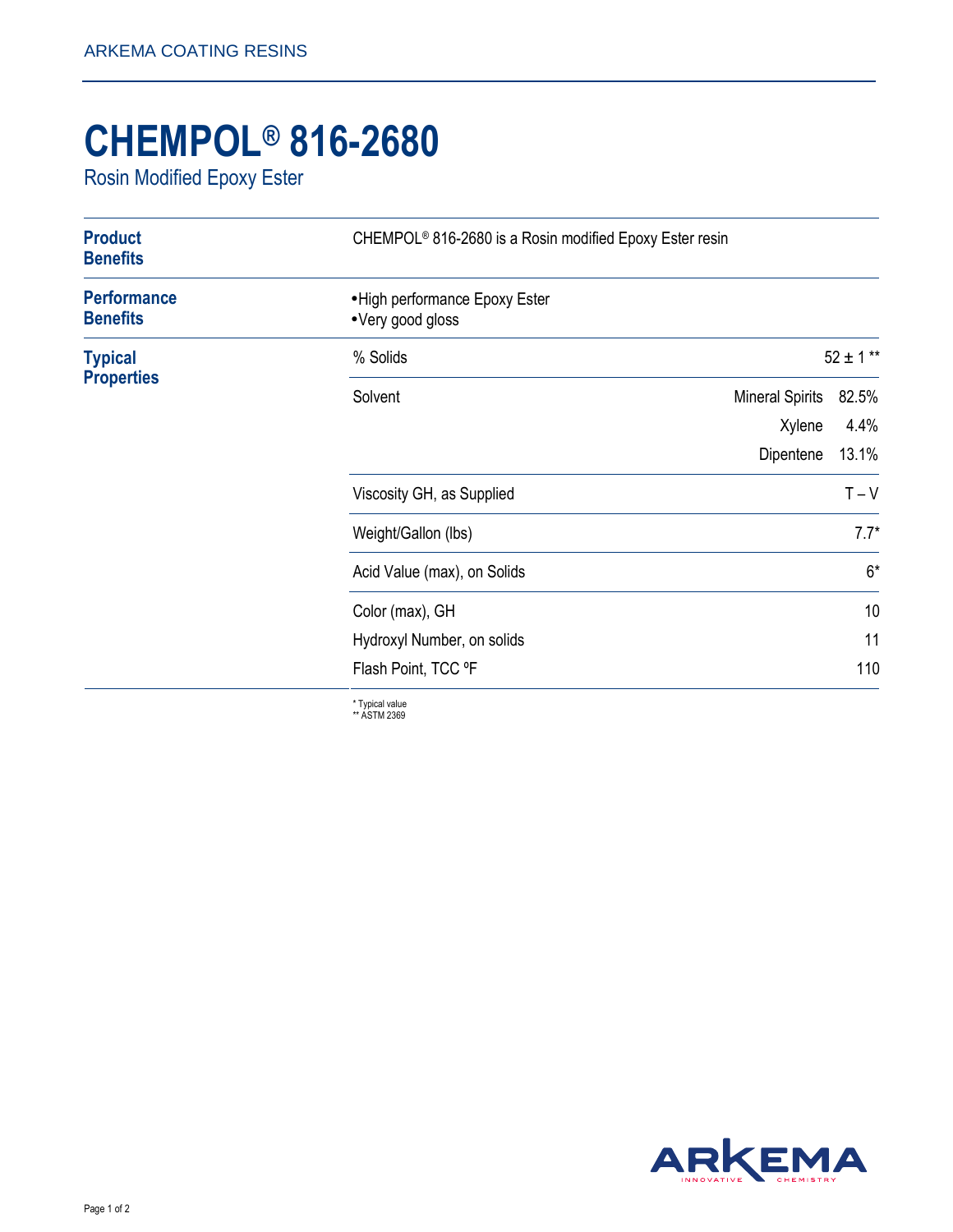ARKEMA COATING RESINS

# CHEMPOL® 816-2680

## Rosin Modified Epoxy Ester

**Product Benefits**

CHEMPOL® 816-2680 is a Rosin modified Epoxy Ester resin

**Performance Benefits**

- High performance Epoxy Ester
- Very good gloss

**Typical Properties**

| Property | | Value |
|---|---|---|
| % Solids | | 52 ± 1 ** |
| Solvent | Mineral Spirits | 82.5% |
| | Xylene | 4.4% |
| | Dipentene | 13.1% |
| Viscosity GH, as Supplied | | T – V |
| Weight/Gallon (lbs) | | 7.7* |
| Acid Value (max), on Solids | | 6* |
| Color (max), GH | | 10 |
| Hydroxyl Number, on solids | | 11 |
| Flash Point, TCC ºF | | 110 |

\* Typical value
\*\* ASTM 2369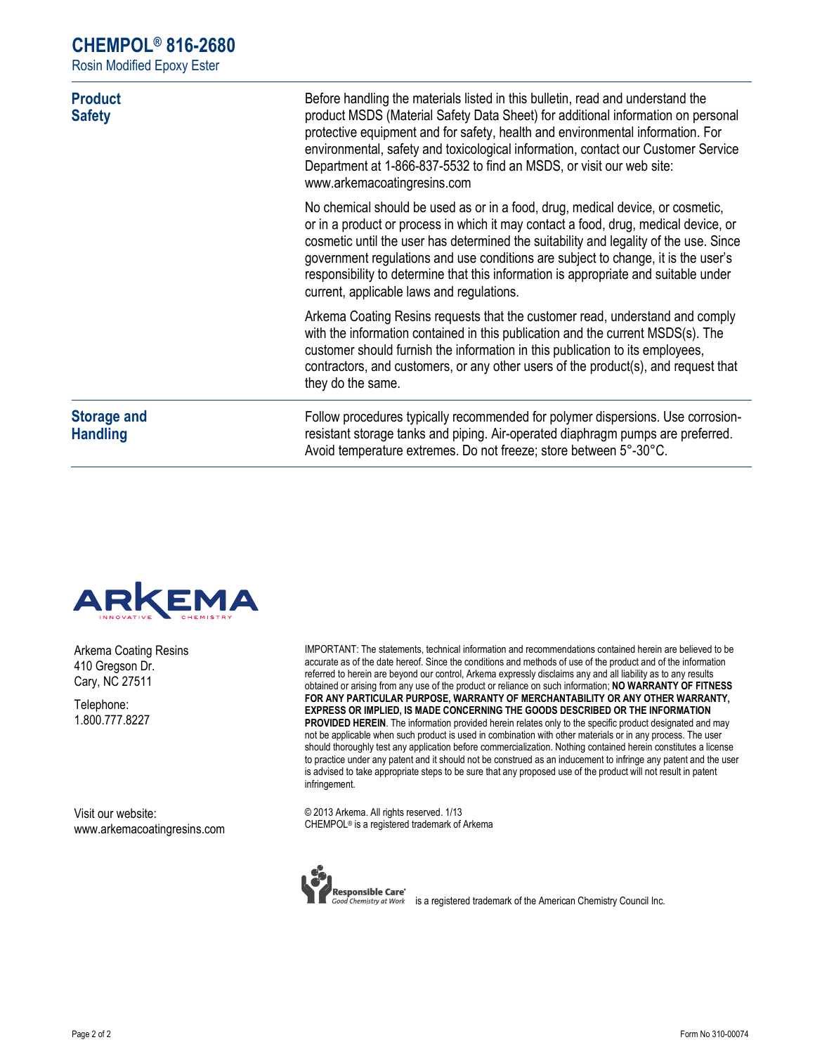# CHEMPOL® 816-2680

Rosin Modified Epoxy Ester

## Product Safety

Before handling the materials listed in this bulletin, read and understand the product MSDS (Material Safety Data Sheet) for additional information on personal protective equipment and for safety, health and environmental information. For environmental, safety and toxicological information, contact our Customer Service Department at 1-866-837-5532 to find an MSDS, or visit our web site: www.arkemacoatingresins.com

No chemical should be used as or in a food, drug, medical device, or cosmetic, or in a product or process in which it may contact a food, drug, medical device, or cosmetic until the user has determined the suitability and legality of the use. Since government regulations and use conditions are subject to change, it is the user's responsibility to determine that this information is appropriate and suitable under current, applicable laws and regulations.

Arkema Coating Resins requests that the customer read, understand and comply with the information contained in this publication and the current MSDS(s). The customer should furnish the information in this publication to its employees, contractors, and customers, or any other users of the product(s), and request that they do the same.

## Storage and Handling

Follow procedures typically recommended for polymer dispersions. Use corrosion-resistant storage tanks and piping. Air-operated diaphragm pumps are preferred. Avoid temperature extremes. Do not freeze; store between 5°-30°C.

ARKEMA
INNOVATIVE CHEMISTRY

Arkema Coating Resins
410 Gregson Dr.
Cary, NC 27511

Telephone:
1.800.777.8227

Visit our website:
www.arkemacoatingresins.com

IMPORTANT: The statements, technical information and recommendations contained herein are believed to be accurate as of the date hereof. Since the conditions and methods of use of the product and of the information referred to herein are beyond our control, Arkema expressly disclaims any and all liability as to any results obtained or arising from any use of the product or reliance on such information; **NO WARRANTY OF FITNESS FOR ANY PARTICULAR PURPOSE, WARRANTY OF MERCHANTABILITY OR ANY OTHER WARRANTY, EXPRESS OR IMPLIED, IS MADE CONCERNING THE GOODS DESCRIBED OR THE INFORMATION PROVIDED HEREIN**. The information provided herein relates only to the specific product designated and may not be applicable when such product is used in combination with other materials or in any process. The user should thoroughly test any application before commercialization. Nothing contained herein constitutes a license to practice under any patent and it should not be construed as an inducement to infringe any patent and the user is advised to take appropriate steps to be sure that any proposed use of the product will not result in patent infringement.

© 2013 Arkema. All rights reserved. 1/13
CHEMPOL® is a registered trademark of Arkema

Responsible Care® *Good Chemistry at Work* is a registered trademark of the American Chemistry Council Inc.

Form No 310-00074